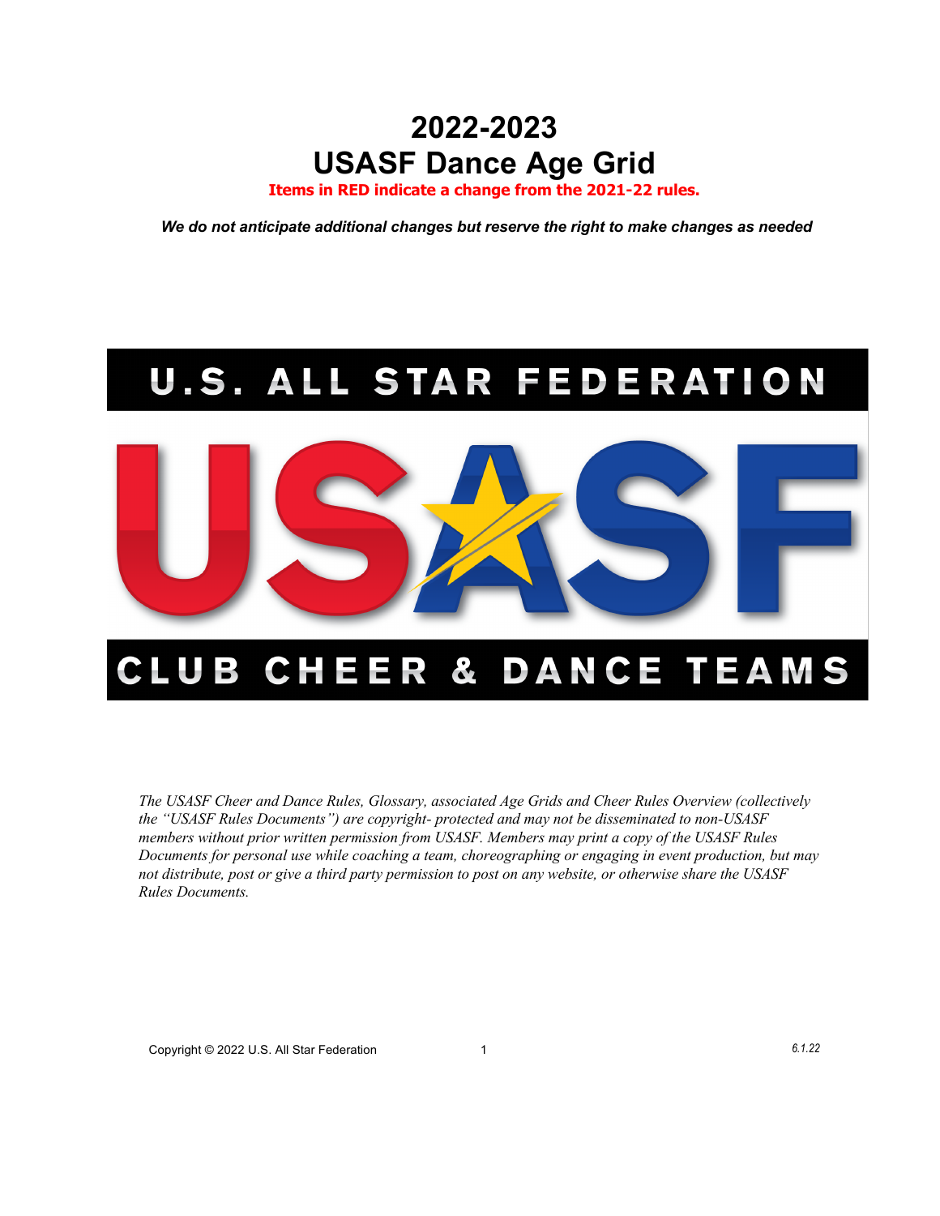# 2022-2023
# USASF Dance Age Grid

**Items in RED indicate a change from the 2021-22 rules.**

***We do not anticipate additional changes but reserve the right to make changes as needed***

U.S. ALL STAR FEDERATION

USASF

CLUB CHEER & DANCE TEAMS

*The USASF Cheer and Dance Rules, Glossary, associated Age Grids and Cheer Rules Overview (collectively the "USASF Rules Documents") are copyright- protected and may not be disseminated to non-USASF members without prior written permission from USASF. Members may print a copy of the USASF Rules Documents for personal use while coaching a team, choreographing or engaging in event production, but may not distribute, post or give a third party permission to post on any website, or otherwise share the USASF Rules Documents.*

Copyright © 2022 U.S. All Star Federation

*6.1.22*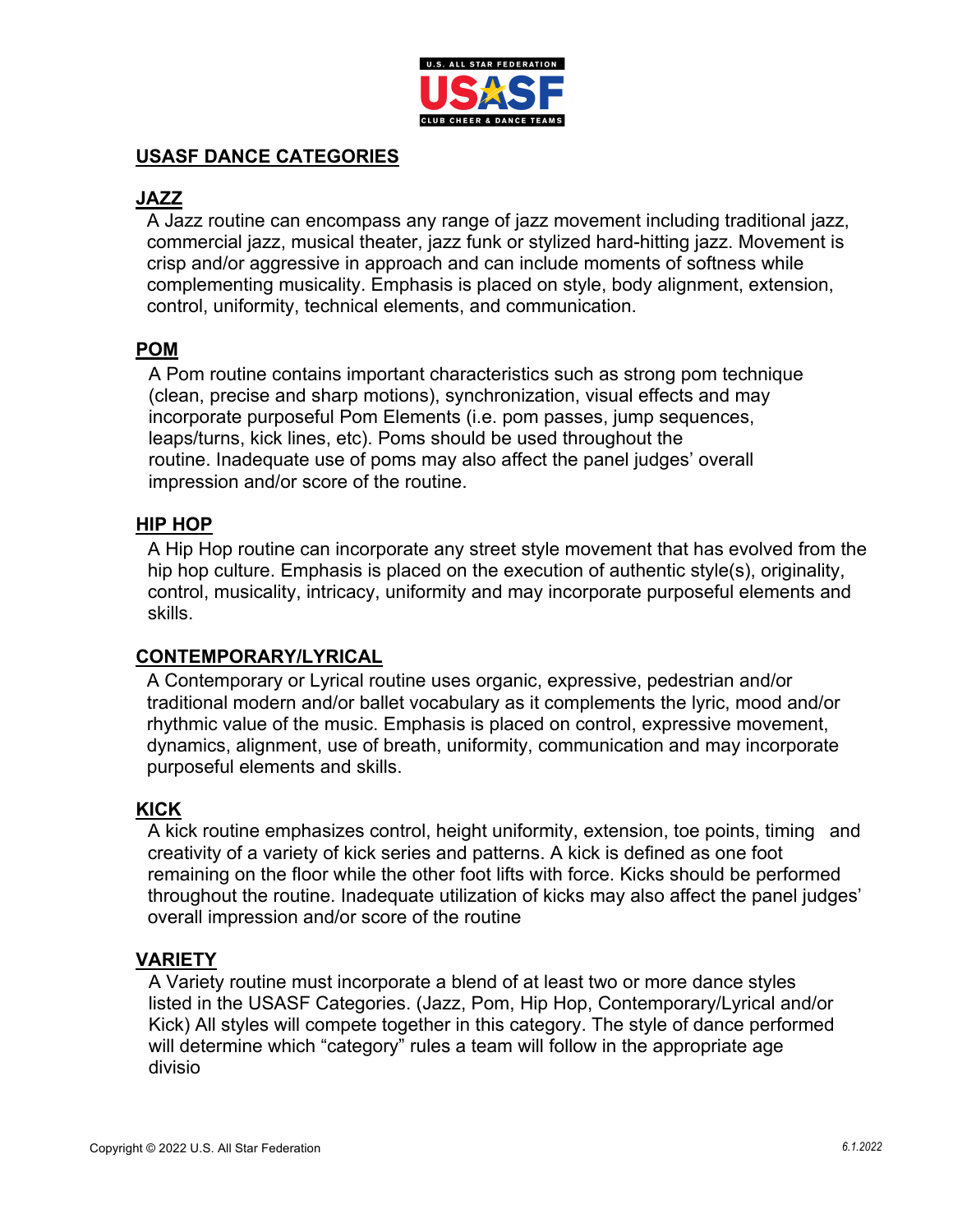## USASF DANCE CATEGORIES

### JAZZ

A Jazz routine can encompass any range of jazz movement including traditional jazz, commercial jazz, musical theater, jazz funk or stylized hard-hitting jazz. Movement is crisp and/or aggressive in approach and can include moments of softness while complementing musicality. Emphasis is placed on style, body alignment, extension, control, uniformity, technical elements, and communication.

### POM

A Pom routine contains important characteristics such as strong pom technique (clean, precise and sharp motions), synchronization, visual effects and may incorporate purposeful Pom Elements (i.e. pom passes, jump sequences, leaps/turns, kick lines, etc). Poms should be used throughout the routine. Inadequate use of poms may also affect the panel judges' overall impression and/or score of the routine.

### HIP HOP

A Hip Hop routine can incorporate any street style movement that has evolved from the hip hop culture. Emphasis is placed on the execution of authentic style(s), originality, control, musicality, intricacy, uniformity and may incorporate purposeful elements and skills.

### CONTEMPORARY/LYRICAL

A Contemporary or Lyrical routine uses organic, expressive, pedestrian and/or traditional modern and/or ballet vocabulary as it complements the lyric, mood and/or rhythmic value of the music. Emphasis is placed on control, expressive movement, dynamics, alignment, use of breath, uniformity, communication and may incorporate purposeful elements and skills.

### KICK

A kick routine emphasizes control, height uniformity, extension, toe points, timing and creativity of a variety of kick series and patterns. A kick is defined as one foot remaining on the floor while the other foot lifts with force. Kicks should be performed throughout the routine. Inadequate utilization of kicks may also affect the panel judges' overall impression and/or score of the routine

### VARIETY

A Variety routine must incorporate a blend of at least two or more dance styles listed in the USASF Categories. (Jazz, Pom, Hip Hop, Contemporary/Lyrical and/or Kick) All styles will compete together in this category. The style of dance performed will determine which "category" rules a team will follow in the appropriate age divisio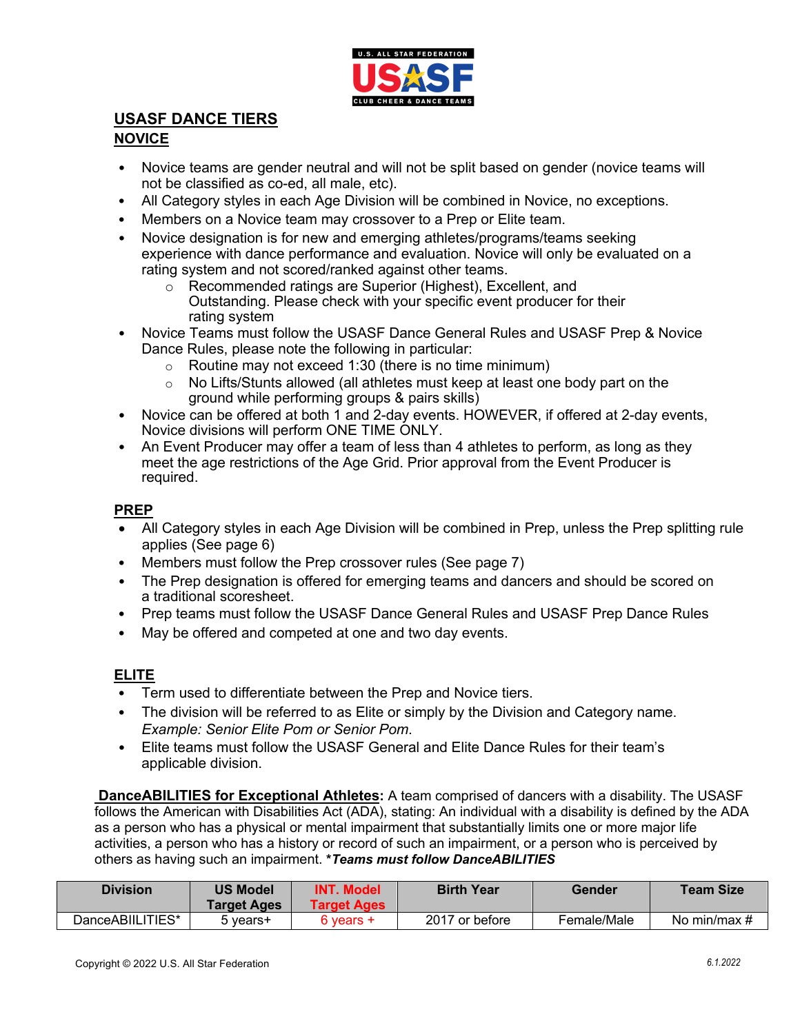## USASF DANCE TIERS

### NOVICE

- Novice teams are gender neutral and will not be split based on gender (novice teams will not be classified as co-ed, all male, etc).
- All Category styles in each Age Division will be combined in Novice, no exceptions.
- Members on a Novice team may crossover to a Prep or Elite team.
- Novice designation is for new and emerging athletes/programs/teams seeking experience with dance performance and evaluation. Novice will only be evaluated on a rating system and not scored/ranked against other teams.
    - Recommended ratings are Superior (Highest), Excellent, and Outstanding. Please check with your specific event producer for their rating system
- Novice Teams must follow the USASF Dance General Rules and USASF Prep & Novice Dance Rules, please note the following in particular:
    - Routine may not exceed 1:30 (there is no time minimum)
    - No Lifts/Stunts allowed (all athletes must keep at least one body part on the ground while performing groups & pairs skills)
- Novice can be offered at both 1 and 2-day events. HOWEVER, if offered at 2-day events, Novice divisions will perform ONE TIME ONLY.
- An Event Producer may offer a team of less than 4 athletes to perform, as long as they meet the age restrictions of the Age Grid. Prior approval from the Event Producer is required.

### PREP

- All Category styles in each Age Division will be combined in Prep, unless the Prep splitting rule applies (See page 6)
- Members must follow the Prep crossover rules (See page 7)
- The Prep designation is offered for emerging teams and dancers and should be scored on a traditional scoresheet.
- Prep teams must follow the USASF Dance General Rules and USASF Prep Dance Rules
- May be offered and competed at one and two day events.

### ELITE

- Term used to differentiate between the Prep and Novice tiers.
- The division will be referred to as Elite or simply by the Division and Category name. *Example: Senior Elite Pom or Senior Pom.*
- Elite teams must follow the USASF General and Elite Dance Rules for their team's applicable division.

**DanceABILITIES for Exceptional Athletes:** A team comprised of dancers with a disability. The USASF follows the American with Disabilities Act (ADA), stating: An individual with a disability is defined by the ADA as a person who has a physical or mental impairment that substantially limits one or more major life activities, a person who has a history or record of such an impairment, or a person who is perceived by others as having such an impairment. ***Teams must follow DanceABILITIES***

| Division | US Model Target Ages | INT. Model Target Ages | Birth Year | Gender | Team Size |
|---|---|---|---|---|---|
| DanceABIILITIES* | 5 years+ | 6 years + | 2017 or before | Female/Male | No min/max # |

Copyright © 2022 U.S. All Star Federation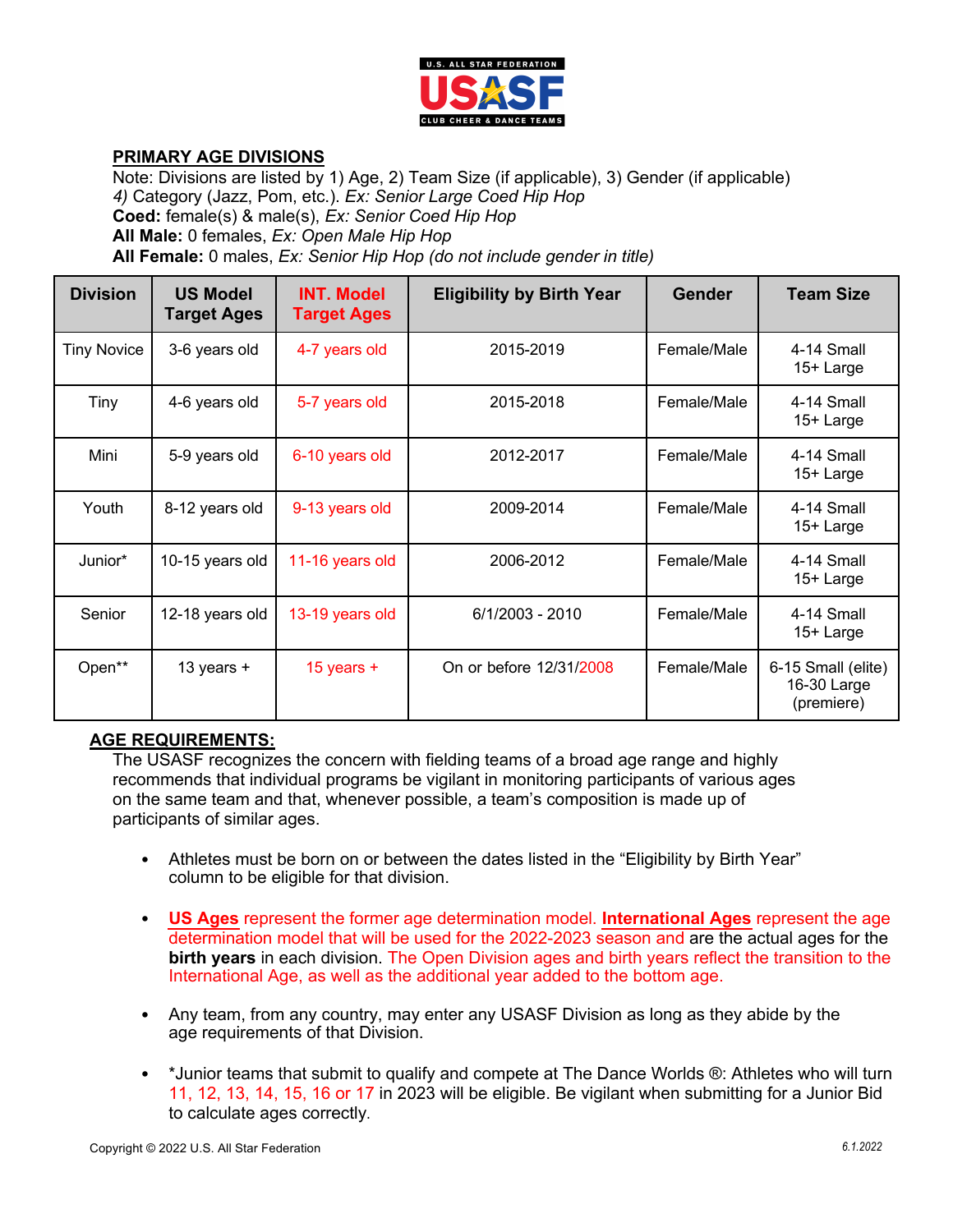## PRIMARY AGE DIVISIONS

Note: Divisions are listed by 1) Age, 2) Team Size (if applicable), 3) Gender (if applicable) *4)* Category (Jazz, Pom, etc.). *Ex: Senior Large Coed Hip Hop*

**Coed:** female(s) & male(s), *Ex: Senior Coed Hip Hop*

**All Male:** 0 females, *Ex: Open Male Hip Hop*

**All Female:** 0 males, *Ex: Senior Hip Hop (do not include gender in title)*

| Division | US Model Target Ages | INT. Model Target Ages | Eligibility by Birth Year | Gender | Team Size |
|---|---|---|---|---|---|
| Tiny Novice | 3-6 years old | 4-7 years old | 2015-2019 | Female/Male | 4-14 Small<br>15+ Large |
| Tiny | 4-6 years old | 5-7 years old | 2015-2018 | Female/Male | 4-14 Small<br>15+ Large |
| Mini | 5-9 years old | 6-10 years old | 2012-2017 | Female/Male | 4-14 Small<br>15+ Large |
| Youth | 8-12 years old | 9-13 years old | 2009-2014 | Female/Male | 4-14 Small<br>15+ Large |
| Junior* | 10-15 years old | 11-16 years old | 2006-2012 | Female/Male | 4-14 Small<br>15+ Large |
| Senior | 12-18 years old | 13-19 years old | 6/1/2003 - 2010 | Female/Male | 4-14 Small<br>15+ Large |
| Open** | 13 years + | 15 years + | On or before 12/31/2008 | Female/Male | 6-15 Small (elite)<br>16-30 Large (premiere) |

## AGE REQUIREMENTS:

The USASF recognizes the concern with fielding teams of a broad age range and highly recommends that individual programs be vigilant in monitoring participants of various ages on the same team and that, whenever possible, a team's composition is made up of participants of similar ages.

- Athletes must be born on or between the dates listed in the "Eligibility by Birth Year" column to be eligible for that division.
- **US Ages** represent the former age determination model. **International Ages** represent the age determination model that will be used for the 2022-2023 season and are the actual ages for the **birth years** in each division. The Open Division ages and birth years reflect the transition to the International Age, as well as the additional year added to the bottom age.
- Any team, from any country, may enter any USASF Division as long as they abide by the age requirements of that Division.
- *Junior teams that submit to qualify and compete at The Dance Worlds ®: Athletes who will turn 11, 12, 13, 14, 15, 16 or 17 in 2023 will be eligible. Be vigilant when submitting for a Junior Bid to calculate ages correctly.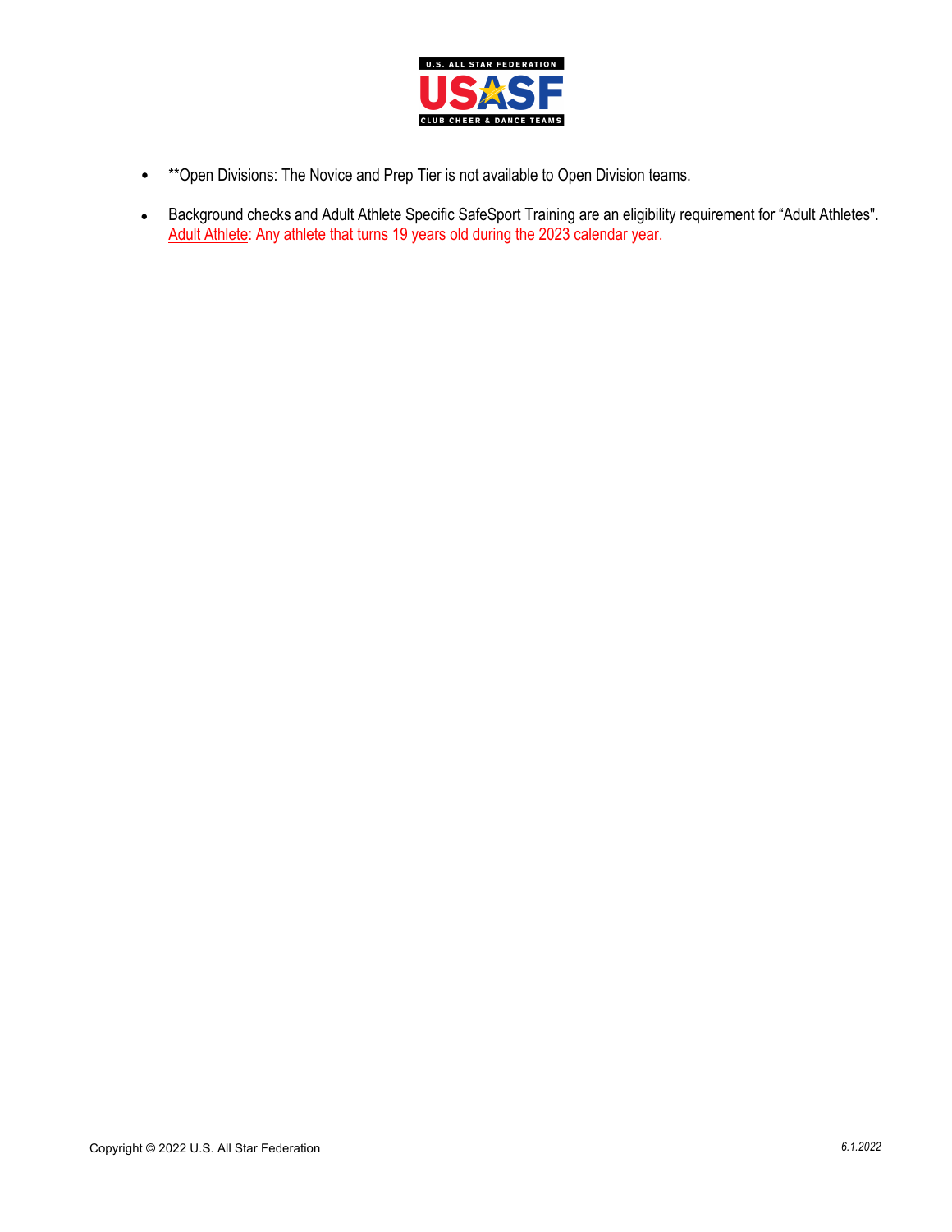- **Open Divisions: The Novice and Prep Tier is not available to Open Division teams.
- Background checks and Adult Athlete Specific SafeSport Training are an eligibility requirement for "Adult Athletes". Adult Athlete: Any athlete that turns 19 years old during the 2023 calendar year.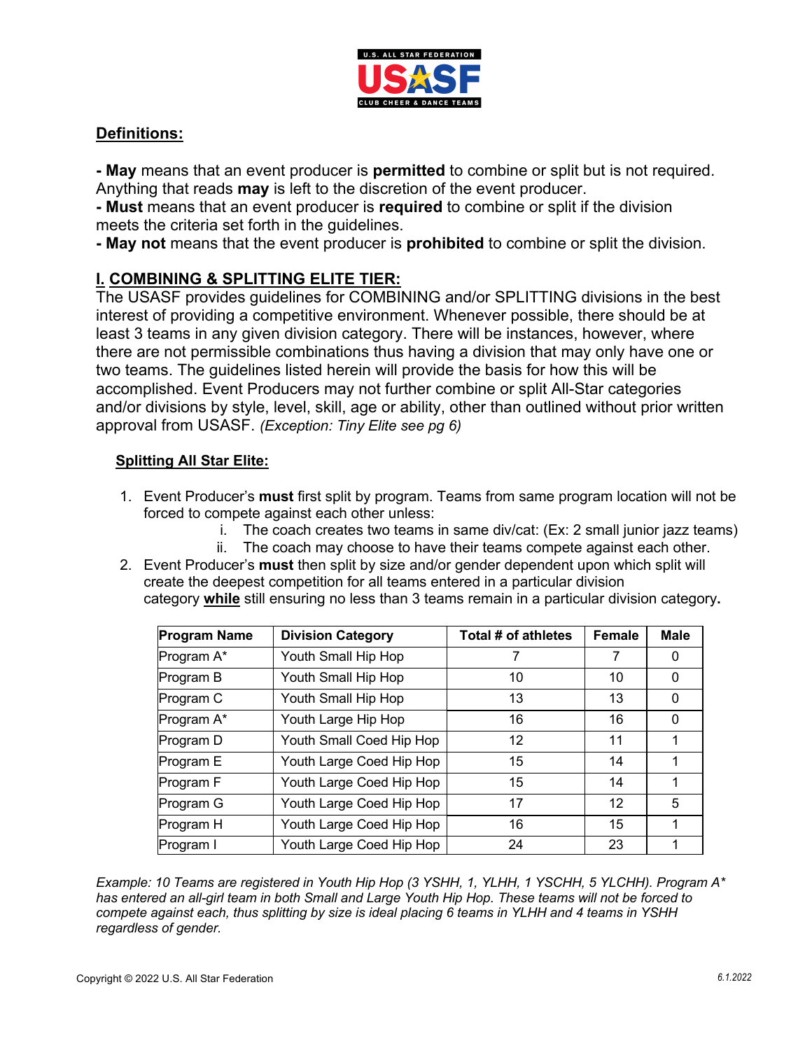## Definitions:

**- May** means that an event producer is **permitted** to combine or split but is not required. Anything that reads **may** is left to the discretion of the event producer.
**- Must** means that an event producer is **required** to combine or split if the division meets the criteria set forth in the guidelines.
**- May not** means that the event producer is **prohibited** to combine or split the division.

## I. COMBINING & SPLITTING ELITE TIER:

The USASF provides guidelines for COMBINING and/or SPLITTING divisions in the best interest of providing a competitive environment. Whenever possible, there should be at least 3 teams in any given division category. There will be instances, however, where there are not permissible combinations thus having a division that may only have one or two teams. The guidelines listed herein will provide the basis for how this will be accomplished. Event Producers may not further combine or split All-Star categories and/or divisions by style, level, skill, age or ability, other than outlined without prior written approval from USASF. *(Exception: Tiny Elite see pg 6)*

### Splitting All Star Elite:

1. Event Producer's **must** first split by program. Teams from same program location will not be forced to compete against each other unless:
   i. The coach creates two teams in same div/cat: (Ex: 2 small junior jazz teams)
   ii. The coach may choose to have their teams compete against each other.
2. Event Producer's **must** then split by size and/or gender dependent upon which split will create the deepest competition for all teams entered in a particular division category **while** still ensuring no less than 3 teams remain in a particular division category**.**

| Program Name | Division Category | Total # of athletes | Female | Male |
|---|---|---|---|---|
| Program A* | Youth Small Hip Hop | 7 | 7 | 0 |
| Program B | Youth Small Hip Hop | 10 | 10 | 0 |
| Program C | Youth Small Hip Hop | 13 | 13 | 0 |
| Program A* | Youth Large Hip Hop | 16 | 16 | 0 |
| Program D | Youth Small Coed Hip Hop | 12 | 11 | 1 |
| Program E | Youth Large Coed Hip Hop | 15 | 14 | 1 |
| Program F | Youth Large Coed Hip Hop | 15 | 14 | 1 |
| Program G | Youth Large Coed Hip Hop | 17 | 12 | 5 |
| Program H | Youth Large Coed Hip Hop | 16 | 15 | 1 |
| Program I | Youth Large Coed Hip Hop | 24 | 23 | 1 |

*Example: 10 Teams are registered in Youth Hip Hop (3 YSHH, 1, YLHH, 1 YSCHH, 5 YLCHH). Program A* has entered an all-girl team in both Small and Large Youth Hip Hop. These teams will not be forced to compete against each, thus splitting by size is ideal placing 6 teams in YLHH and 4 teams in YSHH regardless of gender.*

Copyright © 2022 U.S. All Star Federation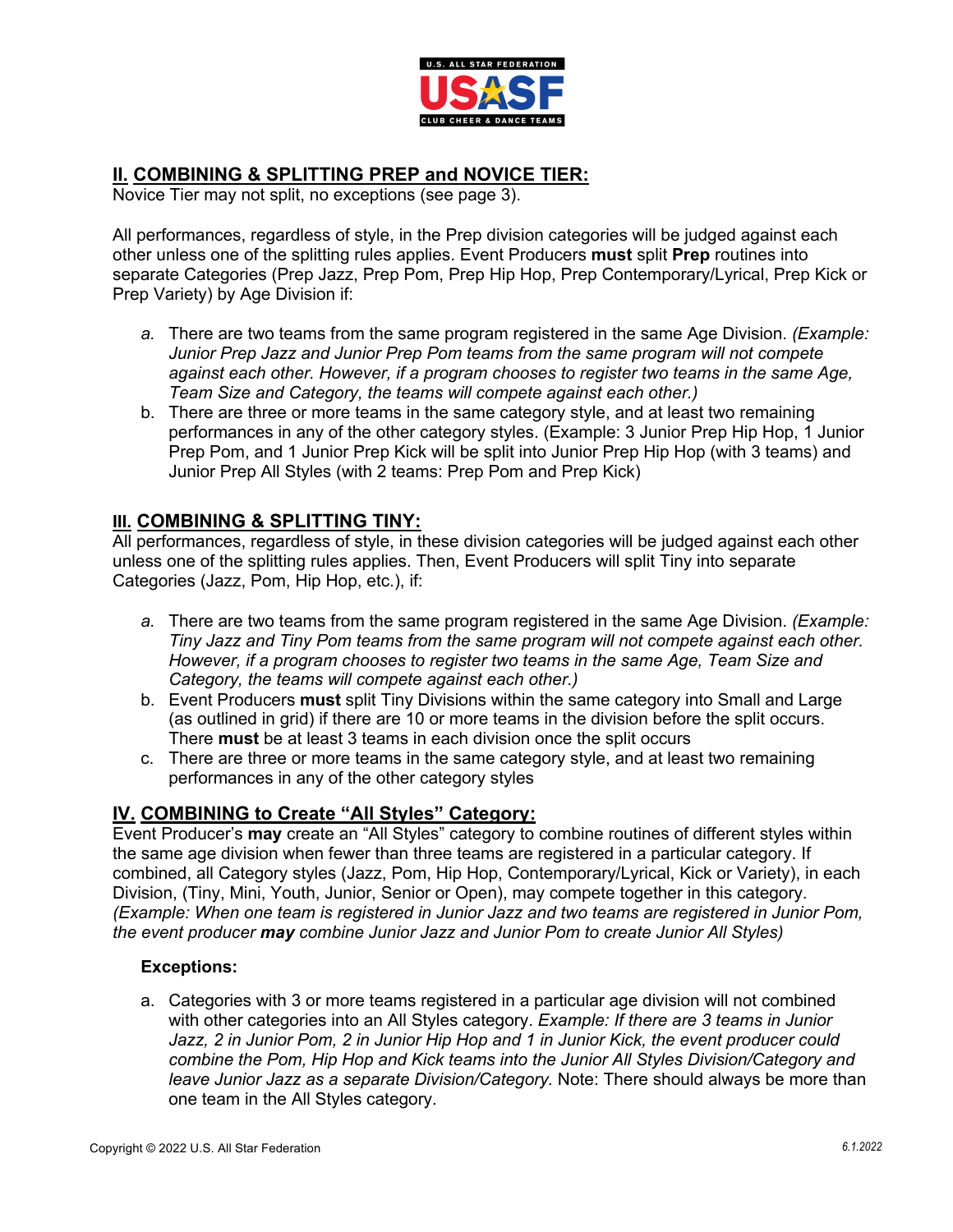## II. COMBINING & SPLITTING PREP and NOVICE TIER:

Novice Tier may not split, no exceptions (see page 3).

All performances, regardless of style, in the Prep division categories will be judged against each other unless one of the splitting rules applies. Event Producers **must** split **Prep** routines into separate Categories (Prep Jazz, Prep Pom, Prep Hip Hop, Prep Contemporary/Lyrical, Prep Kick or Prep Variety) by Age Division if:

*a.* There are two teams from the same program registered in the same Age Division. *(Example: Junior Prep Jazz and Junior Prep Pom teams from the same program will not compete against each other. However, if a program chooses to register two teams in the same Age, Team Size and Category, the teams will compete against each other.)*

b. There are three or more teams in the same category style, and at least two remaining performances in any of the other category styles. (Example: 3 Junior Prep Hip Hop, 1 Junior Prep Pom, and 1 Junior Prep Kick will be split into Junior Prep Hip Hop (with 3 teams) and Junior Prep All Styles (with 2 teams: Prep Pom and Prep Kick)

## III. COMBINING & SPLITTING TINY:

All performances, regardless of style, in these division categories will be judged against each other unless one of the splitting rules applies. Then, Event Producers will split Tiny into separate Categories (Jazz, Pom, Hip Hop, etc.), if:

*a.* There are two teams from the same program registered in the same Age Division. *(Example: Tiny Jazz and Tiny Pom teams from the same program will not compete against each other. However, if a program chooses to register two teams in the same Age, Team Size and Category, the teams will compete against each other.)*

b. Event Producers **must** split Tiny Divisions within the same category into Small and Large (as outlined in grid) if there are 10 or more teams in the division before the split occurs. There **must** be at least 3 teams in each division once the split occurs

c. There are three or more teams in the same category style, and at least two remaining performances in any of the other category styles

## IV. COMBINING to Create "All Styles" Category:

Event Producer's **may** create an "All Styles" category to combine routines of different styles within the same age division when fewer than three teams are registered in a particular category. If combined, all Category styles (Jazz, Pom, Hip Hop, Contemporary/Lyrical, Kick or Variety), in each Division, (Tiny, Mini, Youth, Junior, Senior or Open), may compete together in this category. *(Example: When one team is registered in Junior Jazz and two teams are registered in Junior Pom, the event producer **may** combine Junior Jazz and Junior Pom to create Junior All Styles)*

**Exceptions:**

a. Categories with 3 or more teams registered in a particular age division will not combined with other categories into an All Styles category. *Example: If there are 3 teams in Junior Jazz, 2 in Junior Pom, 2 in Junior Hip Hop and 1 in Junior Kick, the event producer could combine the Pom, Hip Hop and Kick teams into the Junior All Styles Division/Category and leave Junior Jazz as a separate Division/Category.* Note: There should always be more than one team in the All Styles category.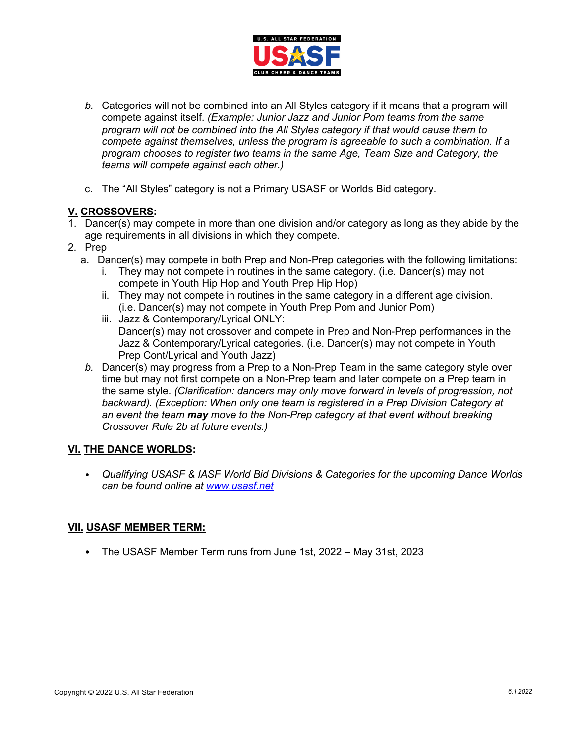*b.* Categories will not be combined into an All Styles category if it means that a program will compete against itself. *(Example: Junior Jazz and Junior Pom teams from the same program will not be combined into the All Styles category if that would cause them to compete against themselves, unless the program is agreeable to such a combination. If a program chooses to register two teams in the same Age, Team Size and Category, the teams will compete against each other.)*

c. The "All Styles" category is not a Primary USASF or Worlds Bid category.

## V. CROSSOVERS:

1. Dancer(s) may compete in more than one division and/or category as long as they abide by the age requirements in all divisions in which they compete.
2. Prep
   a. Dancer(s) may compete in both Prep and Non-Prep categories with the following limitations:
      i. They may not compete in routines in the same category. (i.e. Dancer(s) may not compete in Youth Hip Hop and Youth Prep Hip Hop)
      ii. They may not compete in routines in the same category in a different age division. (i.e. Dancer(s) may not compete in Youth Prep Pom and Junior Pom)
      iii. Jazz & Contemporary/Lyrical ONLY:
      Dancer(s) may not crossover and compete in Prep and Non-Prep performances in the Jazz & Contemporary/Lyrical categories. (i.e. Dancer(s) may not compete in Youth Prep Cont/Lyrical and Youth Jazz)

   *b.* Dancer(s) may progress from a Prep to a Non-Prep Team in the same category style over time but may not first compete on a Non-Prep team and later compete on a Prep team in the same style. *(Clarification: dancers may only move forward in levels of progression, not backward). (Exception: When only one team is registered in a Prep Division Category at an event the team **may** move to the Non-Prep category at that event without breaking Crossover Rule 2b at future events.)*

## VI. THE DANCE WORLDS:

- *Qualifying USASF & IASF World Bid Divisions & Categories for the upcoming Dance Worlds can be found online at [www.usasf.net](www.usasf.net)*

## VII. USASF MEMBER TERM:

- The USASF Member Term runs from June 1st, 2022 – May 31st, 2023